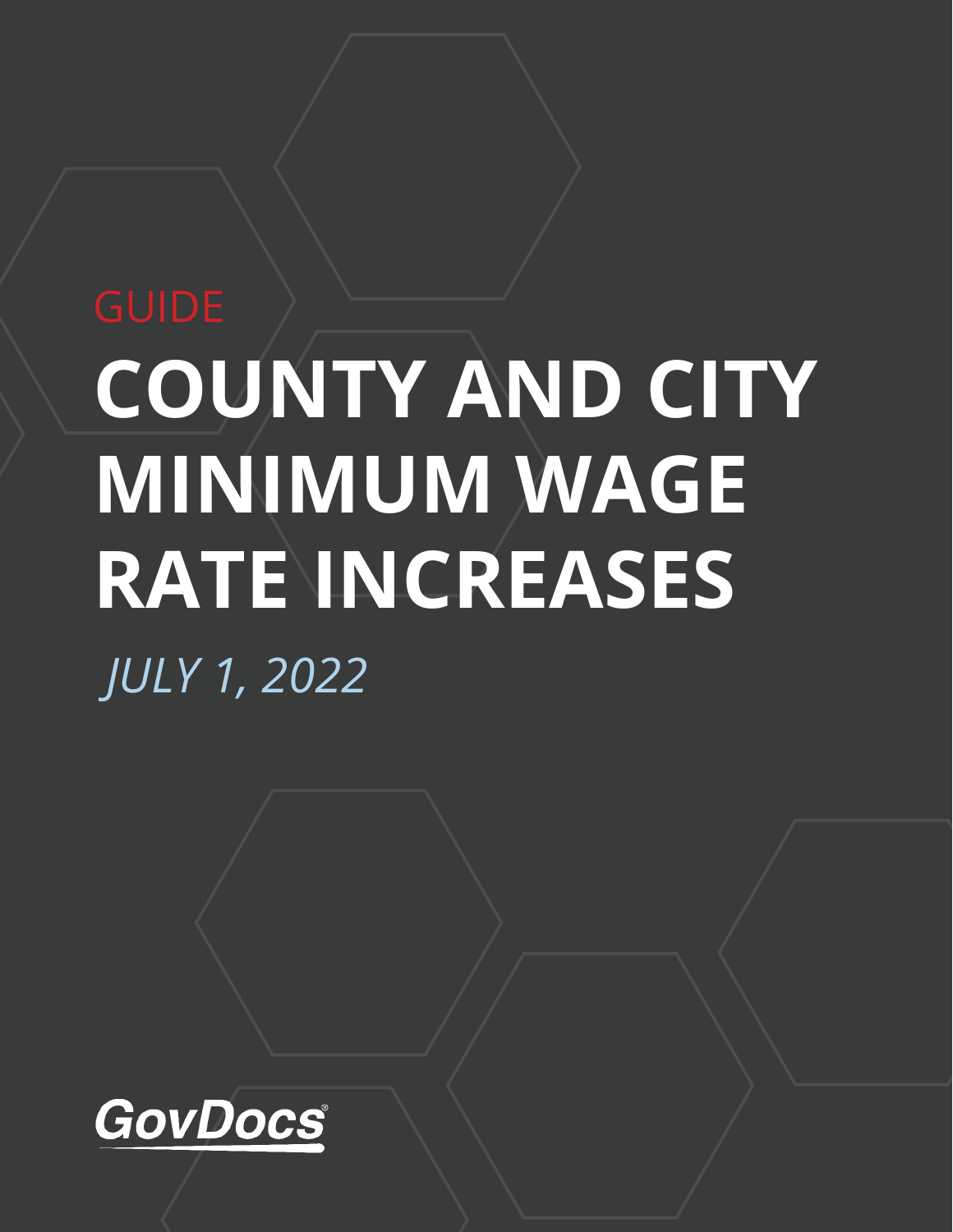GUIDE

# COUNTY AND CITY MINIMUM WAGE RATE INCREASES

*JULY 1, 2022*

GovDocs®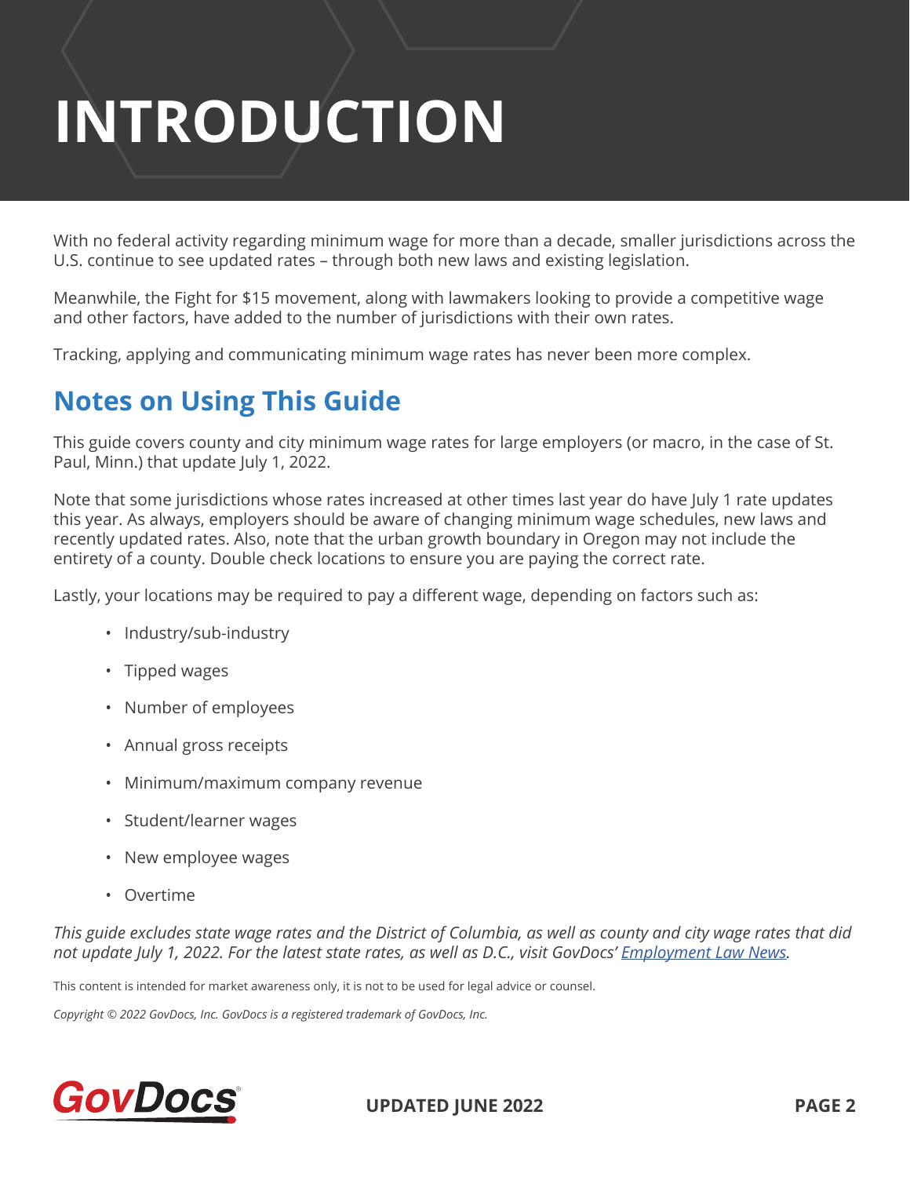# INTRODUCTION

With no federal activity regarding minimum wage for more than a decade, smaller jurisdictions across the U.S. continue to see updated rates – through both new laws and existing legislation.

Meanwhile, the Fight for $15 movement, along with lawmakers looking to provide a competitive wage and other factors, have added to the number of jurisdictions with their own rates.

Tracking, applying and communicating minimum wage rates has never been more complex.

## Notes on Using This Guide

This guide covers county and city minimum wage rates for large employers (or macro, in the case of St. Paul, Minn.) that update July 1, 2022.

Note that some jurisdictions whose rates increased at other times last year do have July 1 rate updates this year. As always, employers should be aware of changing minimum wage schedules, new laws and recently updated rates. Also, note that the urban growth boundary in Oregon may not include the entirety of a county. Double check locations to ensure you are paying the correct rate.

Lastly, your locations may be required to pay a different wage, depending on factors such as:

- Industry/sub-industry
- Tipped wages
- Number of employees
- Annual gross receipts
- Minimum/maximum company revenue
- Student/learner wages
- New employee wages
- Overtime

*This guide excludes state wage rates and the District of Columbia, as well as county and city wage rates that did not update July 1, 2022. For the latest state rates, as well as D.C., visit GovDocs' Employment Law News.*

This content is intended for market awareness only, it is not to be used for legal advice or counsel.

*Copyright © 2022 GovDocs, Inc. GovDocs is a registered trademark of GovDocs, Inc.*

**UPDATED JUNE 2022**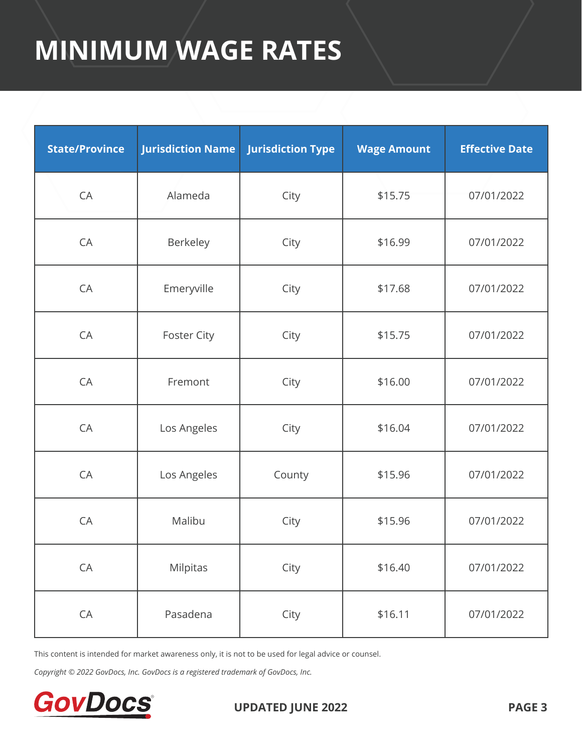# MINIMUM WAGE RATES

| State/Province | Jurisdiction Name | Jurisdiction Type | Wage Amount | Effective Date |
|---|---|---|---|---|
| CA | Alameda | City | $15.75 | 07/01/2022 |
| CA | Berkeley | City | $16.99 | 07/01/2022 |
| CA | Emeryville | City | $17.68 | 07/01/2022 |
| CA | Foster City | City | $15.75 | 07/01/2022 |
| CA | Fremont | City | $16.00 | 07/01/2022 |
| CA | Los Angeles | City | $16.04 | 07/01/2022 |
| CA | Los Angeles | County | $15.96 | 07/01/2022 |
| CA | Malibu | City | $15.96 | 07/01/2022 |
| CA | Milpitas | City | $16.40 | 07/01/2022 |
| CA | Pasadena | City | $16.11 | 07/01/2022 |

This content is intended for market awareness only, it is not to be used for legal advice or counsel.

*Copyright © 2022 GovDocs, Inc. GovDocs is a registered trademark of GovDocs, Inc.*

GovDocs®

**UPDATED JUNE 2022**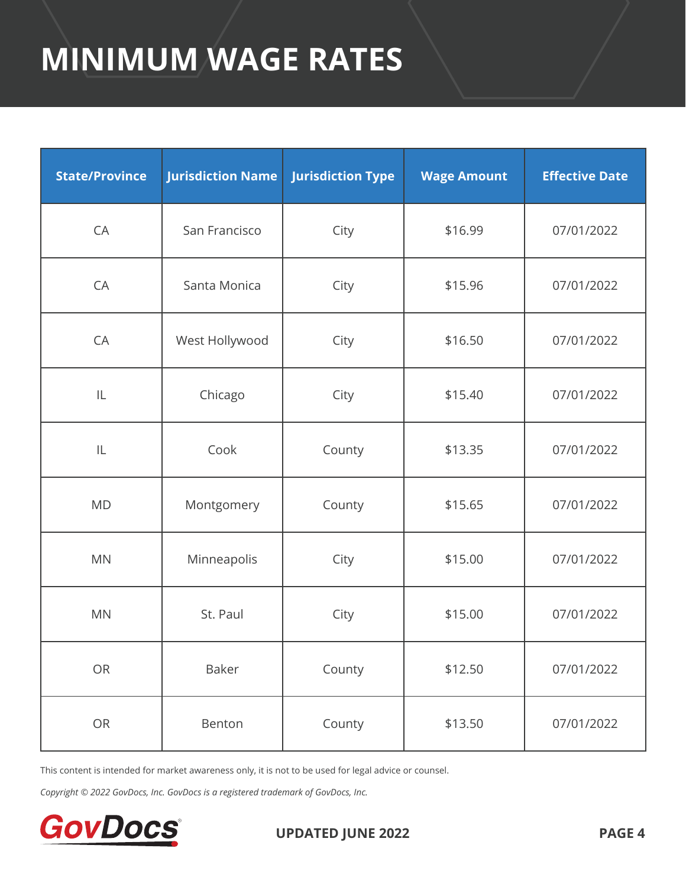# MINIMUM WAGE RATES

| State/Province | Jurisdiction Name | Jurisdiction Type | Wage Amount | Effective Date |
|---|---|---|---|---|
| CA | San Francisco | City | $16.99 | 07/01/2022 |
| CA | Santa Monica | City | $15.96 | 07/01/2022 |
| CA | West Hollywood | City | $16.50 | 07/01/2022 |
| IL | Chicago | City | $15.40 | 07/01/2022 |
| IL | Cook | County | $13.35 | 07/01/2022 |
| MD | Montgomery | County | $15.65 | 07/01/2022 |
| MN | Minneapolis | City | $15.00 | 07/01/2022 |
| MN | St. Paul | City | $15.00 | 07/01/2022 |
| OR | Baker | County | $12.50 | 07/01/2022 |
| OR | Benton | County | $13.50 | 07/01/2022 |

This content is intended for market awareness only, it is not to be used for legal advice or counsel.

*Copyright © 2022 GovDocs, Inc. GovDocs is a registered trademark of GovDocs, Inc.*

**UPDATED JUNE 2022**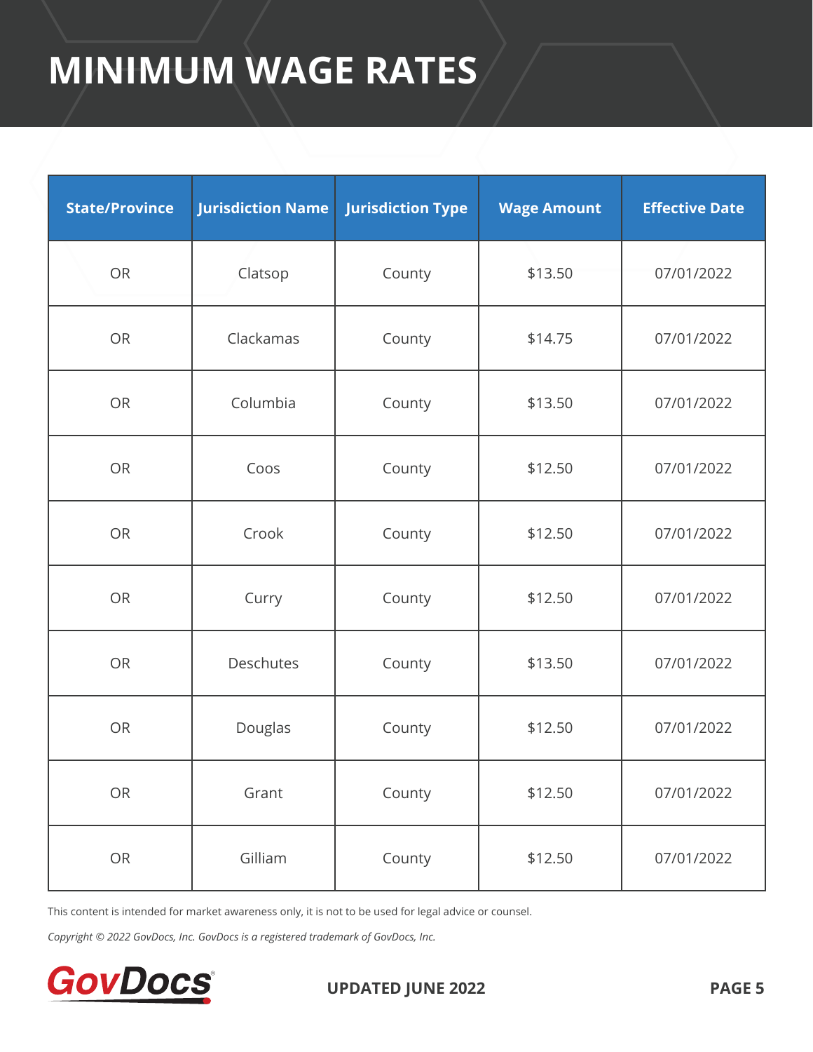# MINIMUM WAGE RATES

| State/Province | Jurisdiction Name | Jurisdiction Type | Wage Amount | Effective Date |
|---|---|---|---|---|
| OR | Clatsop | County | $13.50 | 07/01/2022 |
| OR | Clackamas | County | $14.75 | 07/01/2022 |
| OR | Columbia | County | $13.50 | 07/01/2022 |
| OR | Coos | County | $12.50 | 07/01/2022 |
| OR | Crook | County | $12.50 | 07/01/2022 |
| OR | Curry | County | $12.50 | 07/01/2022 |
| OR | Deschutes | County | $13.50 | 07/01/2022 |
| OR | Douglas | County | $12.50 | 07/01/2022 |
| OR | Grant | County | $12.50 | 07/01/2022 |
| OR | Gilliam | County | $12.50 | 07/01/2022 |

This content is intended for market awareness only, it is not to be used for legal advice or counsel.

*Copyright © 2022 GovDocs, Inc. GovDocs is a registered trademark of GovDocs, Inc.*

GovDocs®

**UPDATED JUNE 2022**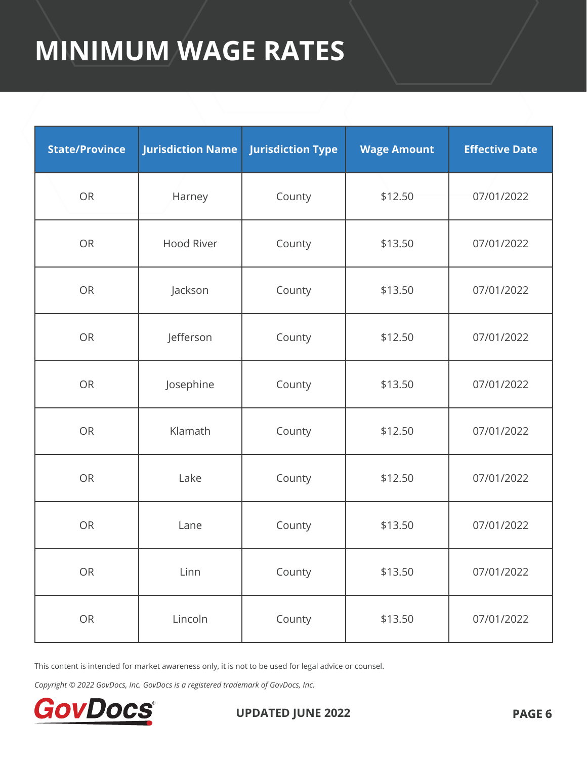# MINIMUM WAGE RATES

| State/Province | Jurisdiction Name | Jurisdiction Type | Wage Amount | Effective Date |
|---|---|---|---|---|
| OR | Harney | County | $12.50 | 07/01/2022 |
| OR | Hood River | County | $13.50 | 07/01/2022 |
| OR | Jackson | County | $13.50 | 07/01/2022 |
| OR | Jefferson | County | $12.50 | 07/01/2022 |
| OR | Josephine | County | $13.50 | 07/01/2022 |
| OR | Klamath | County | $12.50 | 07/01/2022 |
| OR | Lake | County | $12.50 | 07/01/2022 |
| OR | Lane | County | $13.50 | 07/01/2022 |
| OR | Linn | County | $13.50 | 07/01/2022 |
| OR | Lincoln | County | $13.50 | 07/01/2022 |

This content is intended for market awareness only, it is not to be used for legal advice or counsel.

*Copyright © 2022 GovDocs, Inc. GovDocs is a registered trademark of GovDocs, Inc.*

**UPDATED JUNE 2022**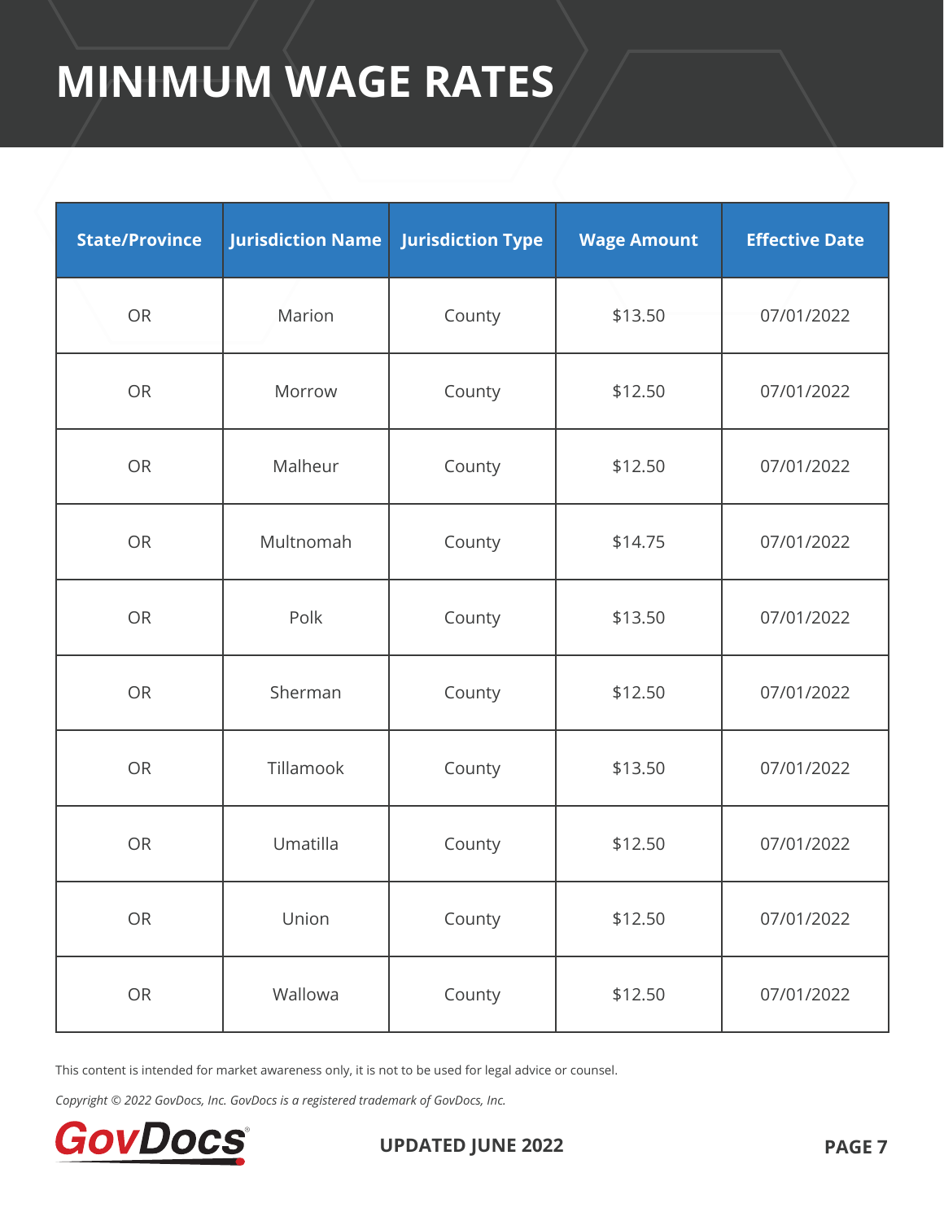# MINIMUM WAGE RATES

| State/Province | Jurisdiction Name | Jurisdiction Type | Wage Amount | Effective Date |
|---|---|---|---|---|
| OR | Marion | County | $13.50 | 07/01/2022 |
| OR | Morrow | County | $12.50 | 07/01/2022 |
| OR | Malheur | County | $12.50 | 07/01/2022 |
| OR | Multnomah | County | $14.75 | 07/01/2022 |
| OR | Polk | County | $13.50 | 07/01/2022 |
| OR | Sherman | County | $12.50 | 07/01/2022 |
| OR | Tillamook | County | $13.50 | 07/01/2022 |
| OR | Umatilla | County | $12.50 | 07/01/2022 |
| OR | Union | County | $12.50 | 07/01/2022 |
| OR | Wallowa | County | $12.50 | 07/01/2022 |

This content is intended for market awareness only, it is not to be used for legal advice or counsel.

*Copyright © 2022 GovDocs, Inc. GovDocs is a registered trademark of GovDocs, Inc.*

GovDocs®

**UPDATED JUNE 2022**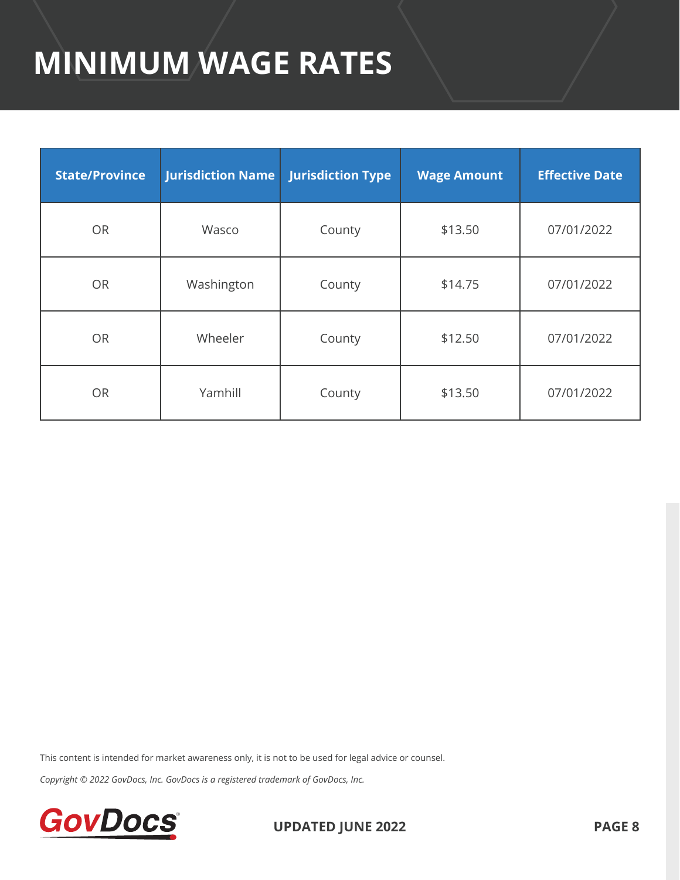# MINIMUM WAGE RATES

| State/Province | Jurisdiction Name | Jurisdiction Type | Wage Amount | Effective Date |
|---|---|---|---|---|
| OR | Wasco | County | $13.50 | 07/01/2022 |
| OR | Washington | County | $14.75 | 07/01/2022 |
| OR | Wheeler | County | $12.50 | 07/01/2022 |
| OR | Yamhill | County | $13.50 | 07/01/2022 |

This content is intended for market awareness only, it is not to be used for legal advice or counsel.

*Copyright © 2022 GovDocs, Inc. GovDocs is a registered trademark of GovDocs, Inc.*

**UPDATED JUNE 2022**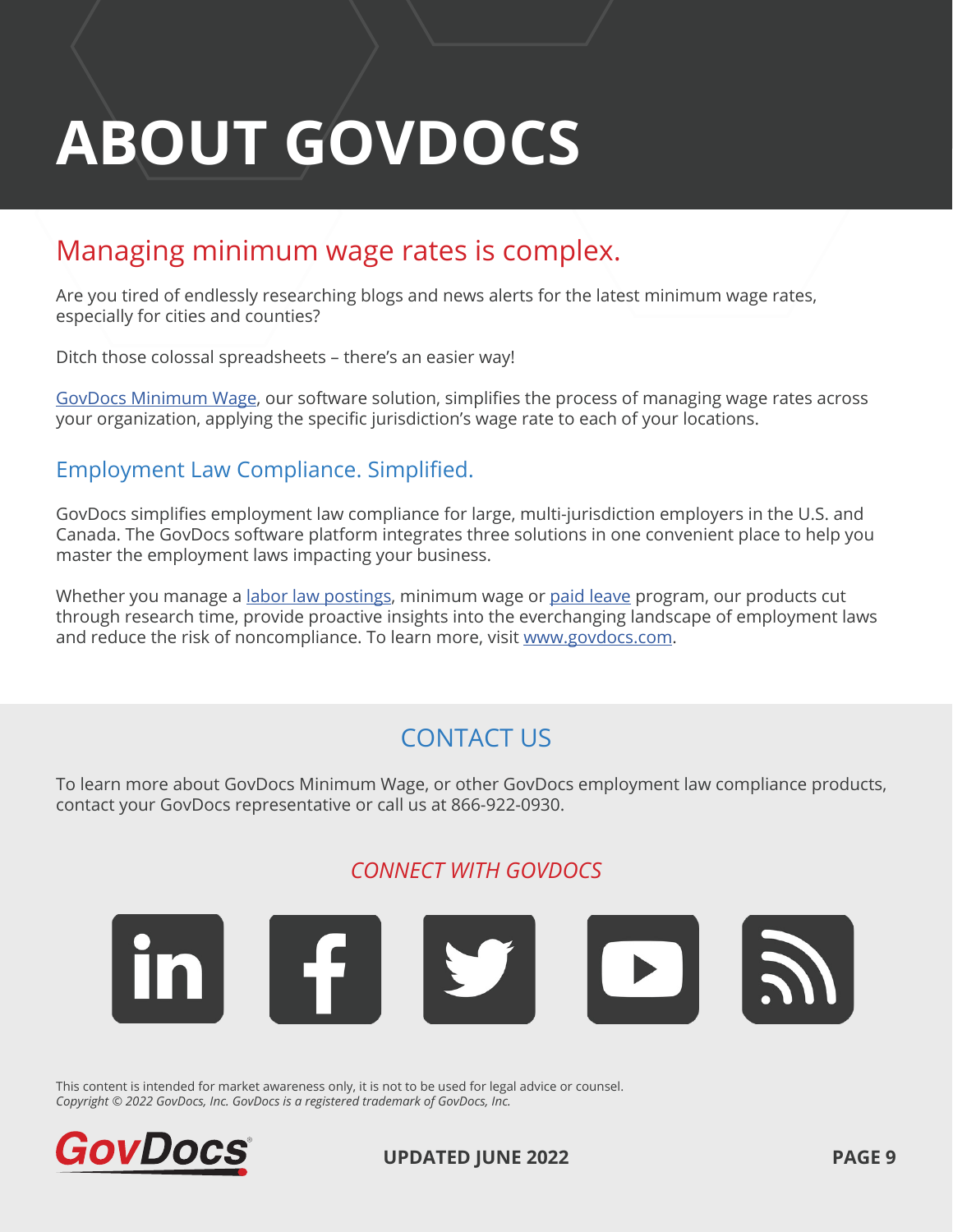# ABOUT GOVDOCS

## Managing minimum wage rates is complex.

Are you tired of endlessly researching blogs and news alerts for the latest minimum wage rates, especially for cities and counties?

Ditch those colossal spreadsheets – there's an easier way!

GovDocs Minimum Wage, our software solution, simplifies the process of managing wage rates across your organization, applying the specific jurisdiction's wage rate to each of your locations.

## Employment Law Compliance. Simplified.

GovDocs simplifies employment law compliance for large, multi-jurisdiction employers in the U.S. and Canada. The GovDocs software platform integrates three solutions in one convenient place to help you master the employment laws impacting your business.

Whether you manage a labor law postings, minimum wage or paid leave program, our products cut through research time, provide proactive insights into the everchanging landscape of employment laws and reduce the risk of noncompliance. To learn more, visit www.govdocs.com.

## CONTACT US

To learn more about GovDocs Minimum Wage, or other GovDocs employment law compliance products, contact your GovDocs representative or call us at 866-922-0930.

*CONNECT WITH GOVDOCS*

This content is intended for market awareness only, it is not to be used for legal advice or counsel.
*Copyright © 2022 GovDocs, Inc. GovDocs is a registered trademark of GovDocs, Inc.*

**UPDATED JUNE 2022**